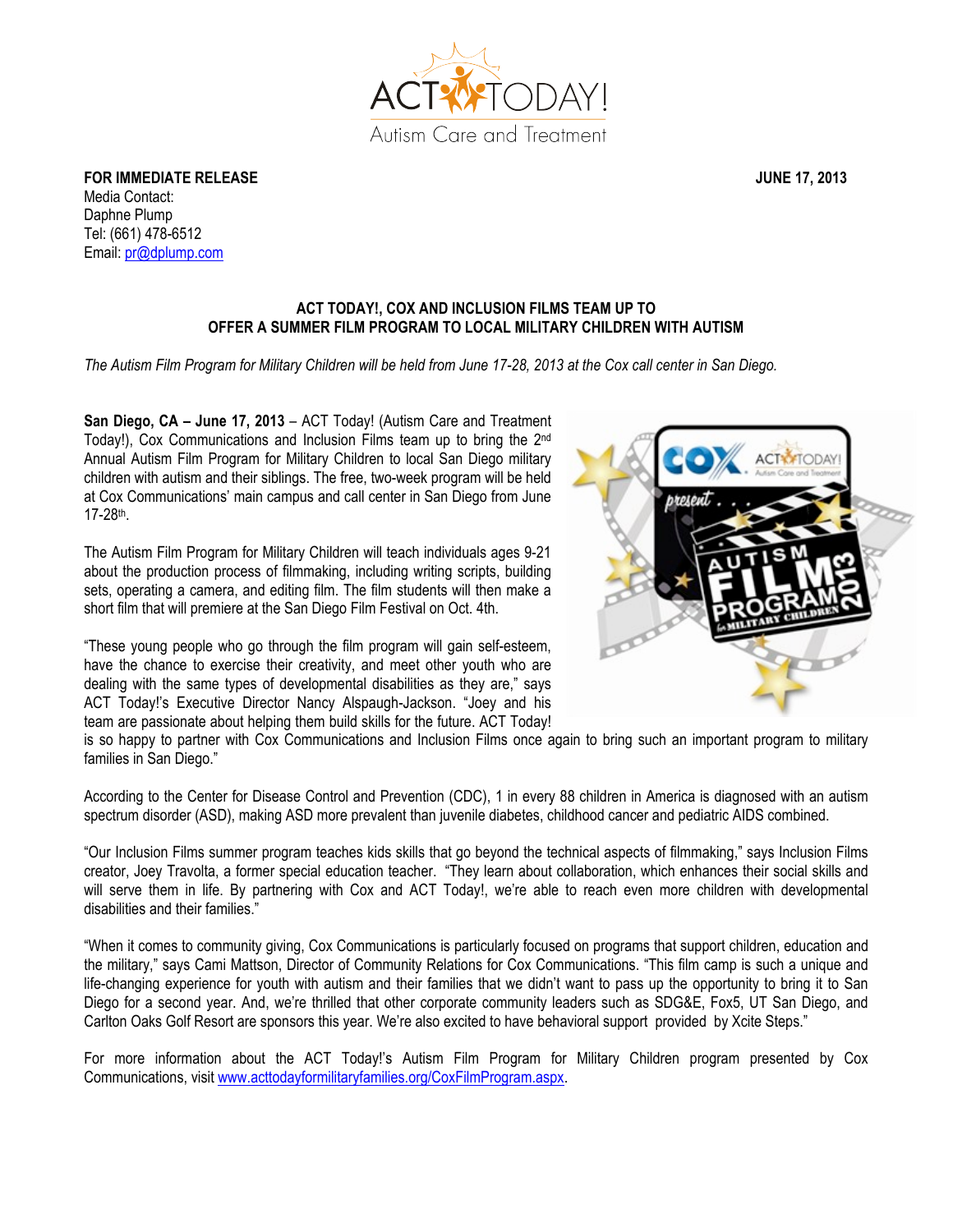ACT TODAY! Autism Care and Treatment

**FOR IMMEDIATE RELEASE** **JUNE 17, 2013**

Media Contact:
Daphne Plump
Tel: (661) 478-6512
Email: pr@dplump.com

## ACT TODAY!, COX AND INCLUSION FILMS TEAM UP TO OFFER A SUMMER FILM PROGRAM TO LOCAL MILITARY CHILDREN WITH AUTISM

*The Autism Film Program for Military Children will be held from June 17-28, 2013 at the Cox call center in San Diego.*

**San Diego, CA – June 17, 2013** – ACT Today! (Autism Care and Treatment Today!), Cox Communications and Inclusion Films team up to bring the 2nd Annual Autism Film Program for Military Children to local San Diego military children with autism and their siblings. The free, two-week program will be held at Cox Communications' main campus and call center in San Diego from June 17-28th.

The Autism Film Program for Military Children will teach individuals ages 9-21 about the production process of filmmaking, including writing scripts, building sets, operating a camera, and editing film. The film students will then make a short film that will premiere at the San Diego Film Festival on Oct. 4th.

"These young people who go through the film program will gain self-esteem, have the chance to exercise their creativity, and meet other youth who are dealing with the same types of developmental disabilities as they are," says ACT Today!'s Executive Director Nancy Alspaugh-Jackson. "Joey and his team are passionate about helping them build skills for the future. ACT Today! is so happy to partner with Cox Communications and Inclusion Films once again to bring such an important program to military families in San Diego."

According to the Center for Disease Control and Prevention (CDC), 1 in every 88 children in America is diagnosed with an autism spectrum disorder (ASD), making ASD more prevalent than juvenile diabetes, childhood cancer and pediatric AIDS combined.

"Our Inclusion Films summer program teaches kids skills that go beyond the technical aspects of filmmaking," says Inclusion Films creator, Joey Travolta, a former special education teacher. "They learn about collaboration, which enhances their social skills and will serve them in life. By partnering with Cox and ACT Today!, we're able to reach even more children with developmental disabilities and their families."

"When it comes to community giving, Cox Communications is particularly focused on programs that support children, education and the military," says Cami Mattson, Director of Community Relations for Cox Communications. "This film camp is such a unique and life-changing experience for youth with autism and their families that we didn't want to pass up the opportunity to bring it to San Diego for a second year. And, we're thrilled that other corporate community leaders such as SDG&E, Fox5, UT San Diego, and Carlton Oaks Golf Resort are sponsors this year. We're also excited to have behavioral support provided by Xcite Steps."

For more information about the ACT Today!'s Autism Film Program for Military Children program presented by Cox Communications, visit www.acttodayformilitaryfamilies.org/CoxFilmProgram.aspx.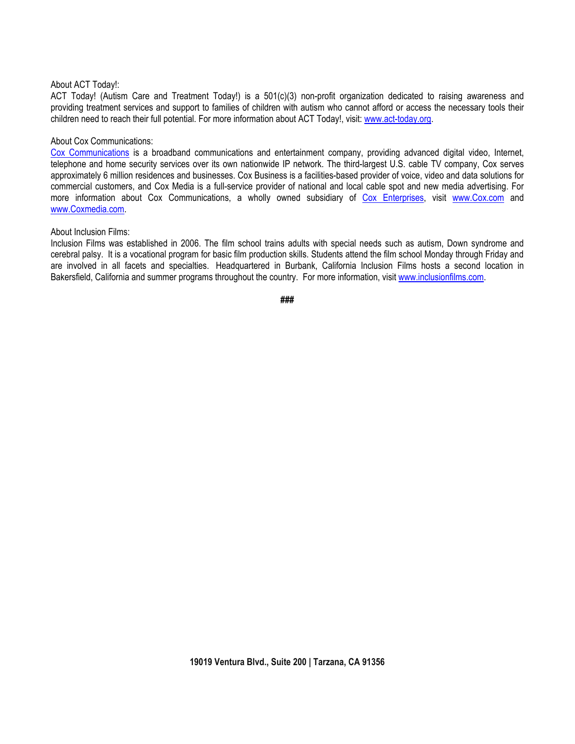About ACT Today!:

ACT Today! (Autism Care and Treatment Today!) is a 501(c)(3) non-profit organization dedicated to raising awareness and providing treatment services and support to families of children with autism who cannot afford or access the necessary tools their children need to reach their full potential. For more information about ACT Today!, visit: www.act-today.org.

About Cox Communications:

Cox Communications is a broadband communications and entertainment company, providing advanced digital video, Internet, telephone and home security services over its own nationwide IP network. The third-largest U.S. cable TV company, Cox serves approximately 6 million residences and businesses. Cox Business is a facilities-based provider of voice, video and data solutions for commercial customers, and Cox Media is a full-service provider of national and local cable spot and new media advertising. For more information about Cox Communications, a wholly owned subsidiary of Cox Enterprises, visit www.Cox.com and www.Coxmedia.com.

About Inclusion Films:

Inclusion Films was established in 2006. The film school trains adults with special needs such as autism, Down syndrome and cerebral palsy. It is a vocational program for basic film production skills. Students attend the film school Monday through Friday and are involved in all facets and specialties. Headquartered in Burbank, California Inclusion Films hosts a second location in Bakersfield, California and summer programs throughout the country. For more information, visit www.inclusionfilms.com.

**###**

**19019 Ventura Blvd., Suite 200 | Tarzana, CA 91356**